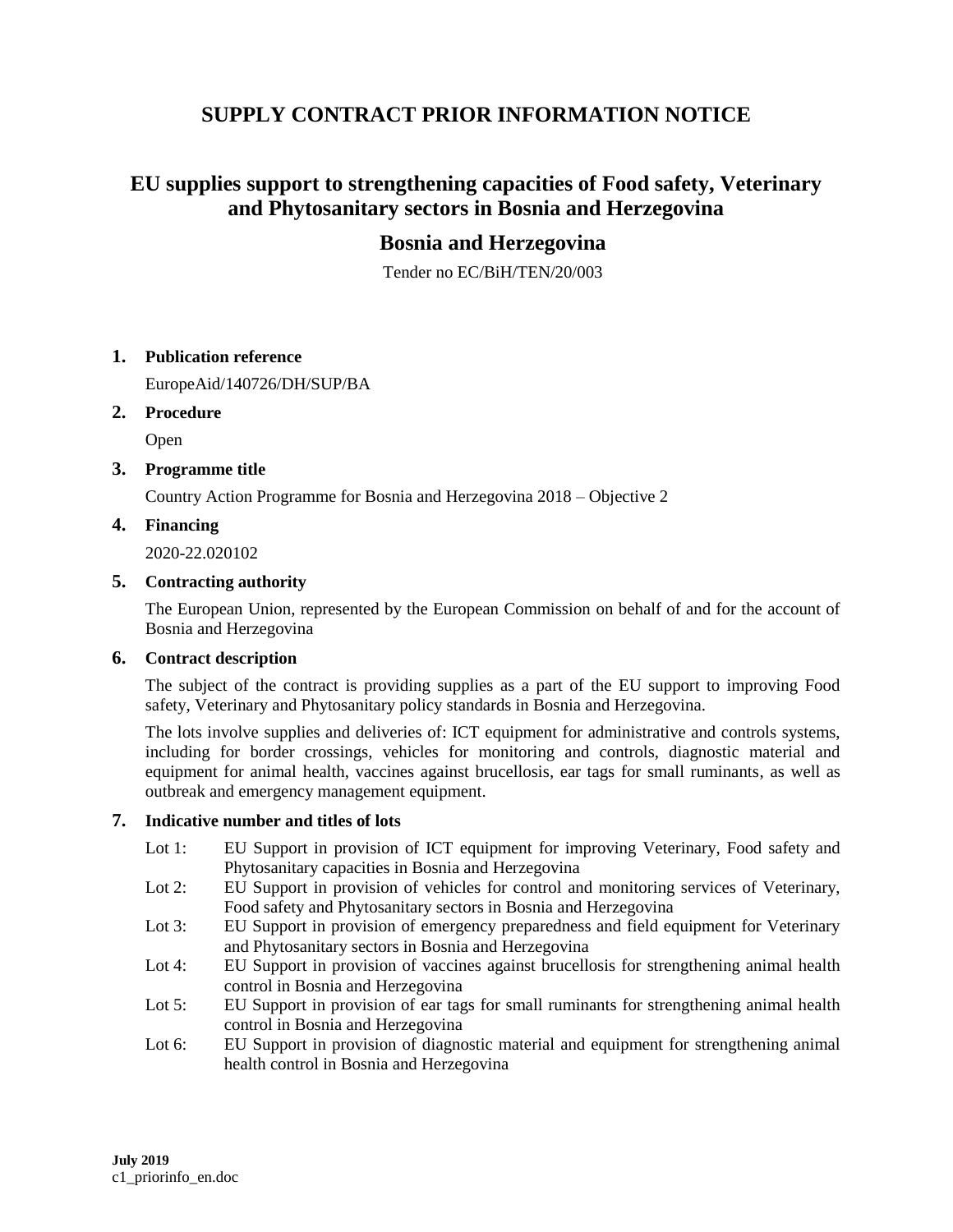# SUPPLY CONTRACT PRIOR INFORMATION NOTICE

## EU supplies support to strengthening capacities of Food safety, Veterinary and Phytosanitary sectors in Bosnia and Herzegovina

## Bosnia and Herzegovina

Tender no EC/BiH/TEN/20/003

**1. Publication reference**

EuropeAid/140726/DH/SUP/BA

**2. Procedure**

Open

**3. Programme title**

Country Action Programme for Bosnia and Herzegovina 2018 – Objective 2

**4. Financing**

2020-22.020102

**5. Contracting authority**

The European Union, represented by the European Commission on behalf of and for the account of Bosnia and Herzegovina

**6. Contract description**

The subject of the contract is providing supplies as a part of the EU support to improving Food safety, Veterinary and Phytosanitary policy standards in Bosnia and Herzegovina.

The lots involve supplies and deliveries of: ICT equipment for administrative and controls systems, including for border crossings, vehicles for monitoring and controls, diagnostic material and equipment for animal health, vaccines against brucellosis, ear tags for small ruminants, as well as outbreak and emergency management equipment.

**7. Indicative number and titles of lots**

- Lot 1: EU Support in provision of ICT equipment for improving Veterinary, Food safety and Phytosanitary capacities in Bosnia and Herzegovina
- Lot 2: EU Support in provision of vehicles for control and monitoring services of Veterinary, Food safety and Phytosanitary sectors in Bosnia and Herzegovina
- Lot 3: EU Support in provision of emergency preparedness and field equipment for Veterinary and Phytosanitary sectors in Bosnia and Herzegovina
- Lot 4: EU Support in provision of vaccines against brucellosis for strengthening animal health control in Bosnia and Herzegovina
- Lot 5: EU Support in provision of ear tags for small ruminants for strengthening animal health control in Bosnia and Herzegovina
- Lot 6: EU Support in provision of diagnostic material and equipment for strengthening animal health control in Bosnia and Herzegovina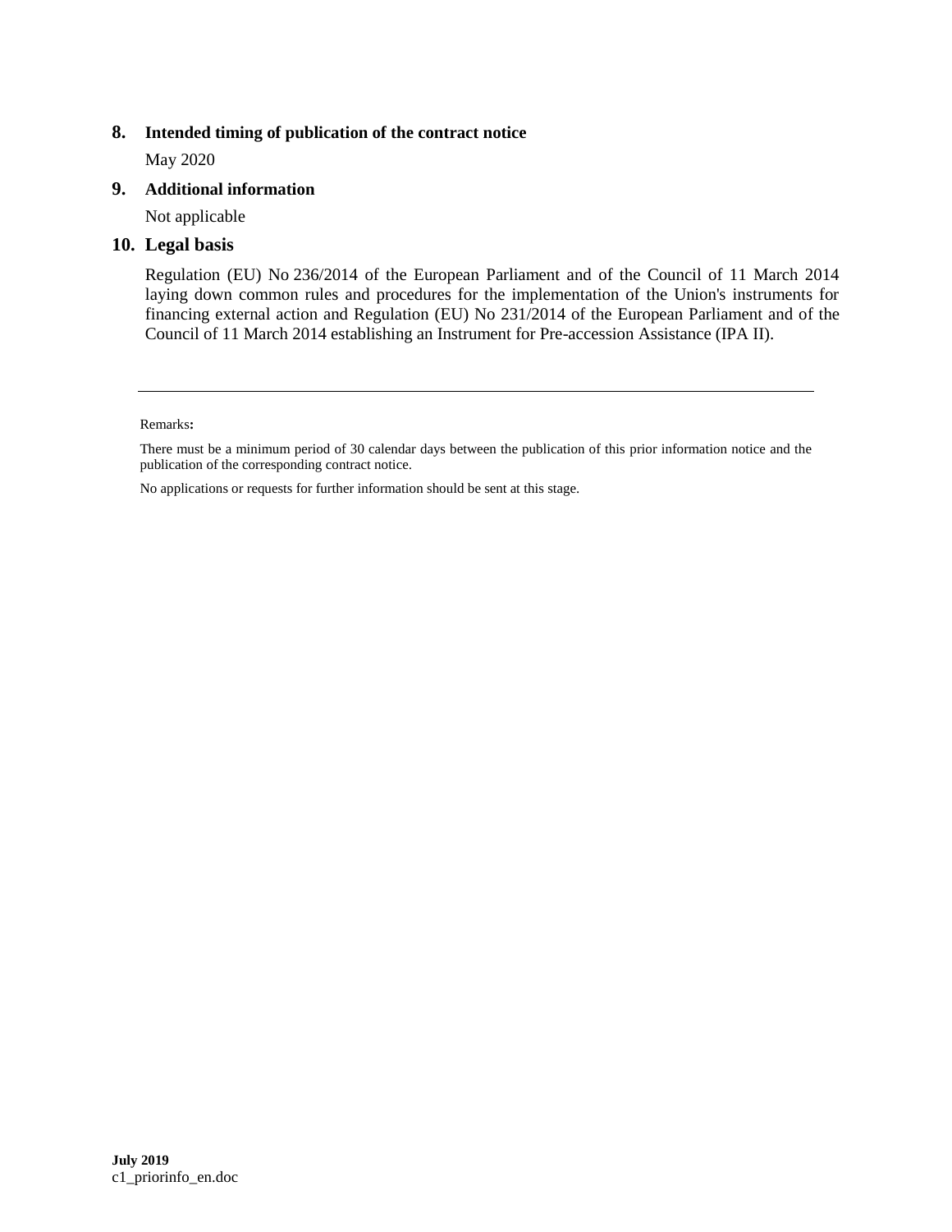## 8. Intended timing of publication of the contract notice

May 2020

## 9. Additional information

Not applicable

## 10. Legal basis

Regulation (EU) No 236/2014 of the European Parliament and of the Council of 11 March 2014 laying down common rules and procedures for the implementation of the Union's instruments for financing external action and Regulation (EU) No 231/2014 of the European Parliament and of the Council of 11 March 2014 establishing an Instrument for Pre-accession Assistance (IPA II).

---

Remarks**:**

There must be a minimum period of 30 calendar days between the publication of this prior information notice and the publication of the corresponding contract notice.

No applications or requests for further information should be sent at this stage.

**July 2019**
c1_priorinfo_en.doc